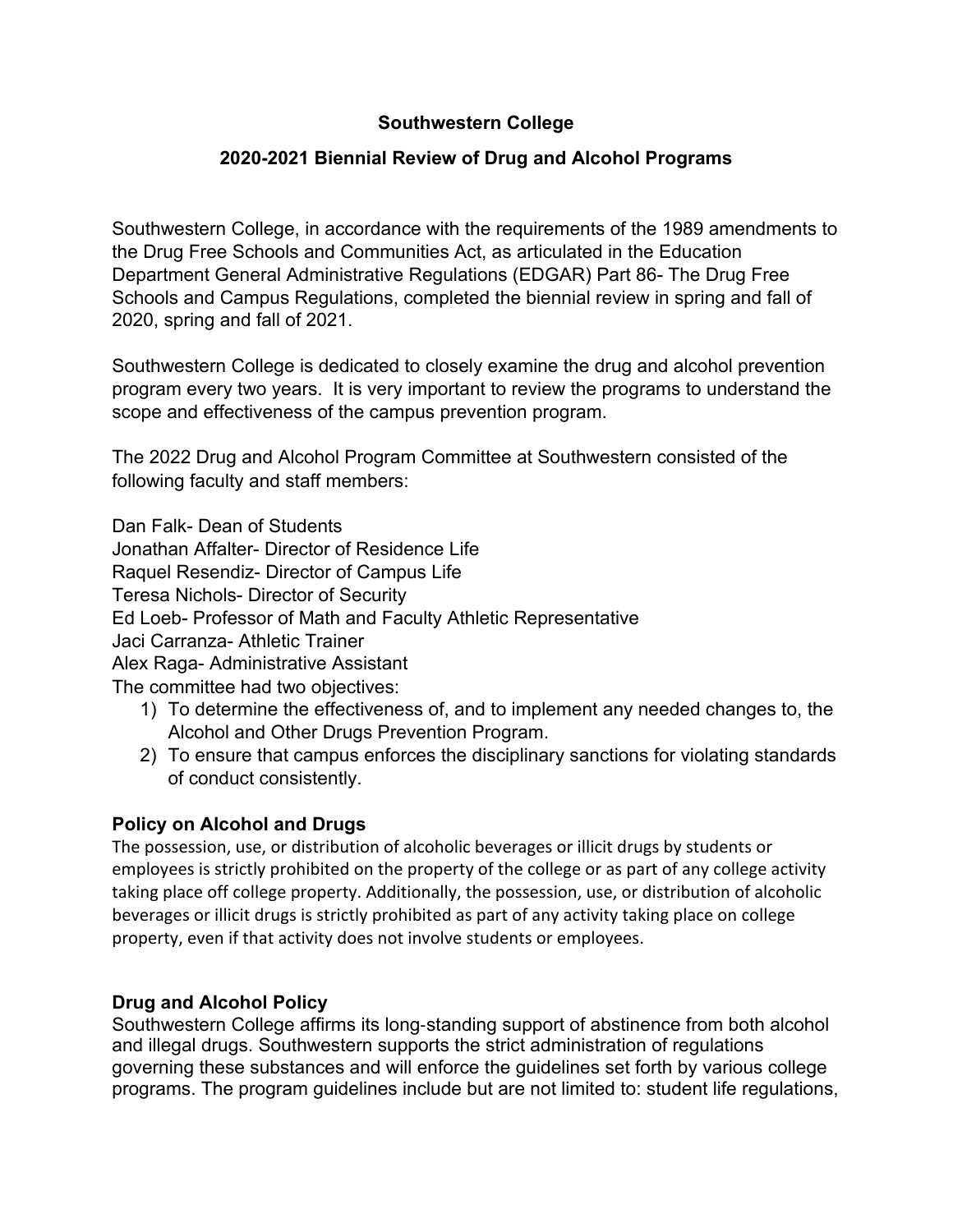# Southwestern College

## 2020-2021 Biennial Review of Drug and Alcohol Programs

Southwestern College, in accordance with the requirements of the 1989 amendments to the Drug Free Schools and Communities Act, as articulated in the Education Department General Administrative Regulations (EDGAR) Part 86- The Drug Free Schools and Campus Regulations, completed the biennial review in spring and fall of 2020, spring and fall of 2021.

Southwestern College is dedicated to closely examine the drug and alcohol prevention program every two years. It is very important to review the programs to understand the scope and effectiveness of the campus prevention program.

The 2022 Drug and Alcohol Program Committee at Southwestern consisted of the following faculty and staff members:

Dan Falk- Dean of Students
Jonathan Affalter- Director of Residence Life
Raquel Resendiz- Director of Campus Life
Teresa Nichols- Director of Security
Ed Loeb- Professor of Math and Faculty Athletic Representative
Jaci Carranza- Athletic Trainer
Alex Raga- Administrative Assistant
The committee had two objectives:

1) To determine the effectiveness of, and to implement any needed changes to, the Alcohol and Other Drugs Prevention Program.
2) To ensure that campus enforces the disciplinary sanctions for violating standards of conduct consistently.

### Policy on Alcohol and Drugs

The possession, use, or distribution of alcoholic beverages or illicit drugs by students or employees is strictly prohibited on the property of the college or as part of any college activity taking place off college property. Additionally, the possession, use, or distribution of alcoholic beverages or illicit drugs is strictly prohibited as part of any activity taking place on college property, even if that activity does not involve students or employees.

### Drug and Alcohol Policy

Southwestern College affirms its long-standing support of abstinence from both alcohol and illegal drugs. Southwestern supports the strict administration of regulations governing these substances and will enforce the guidelines set forth by various college programs. The program guidelines include but are not limited to: student life regulations,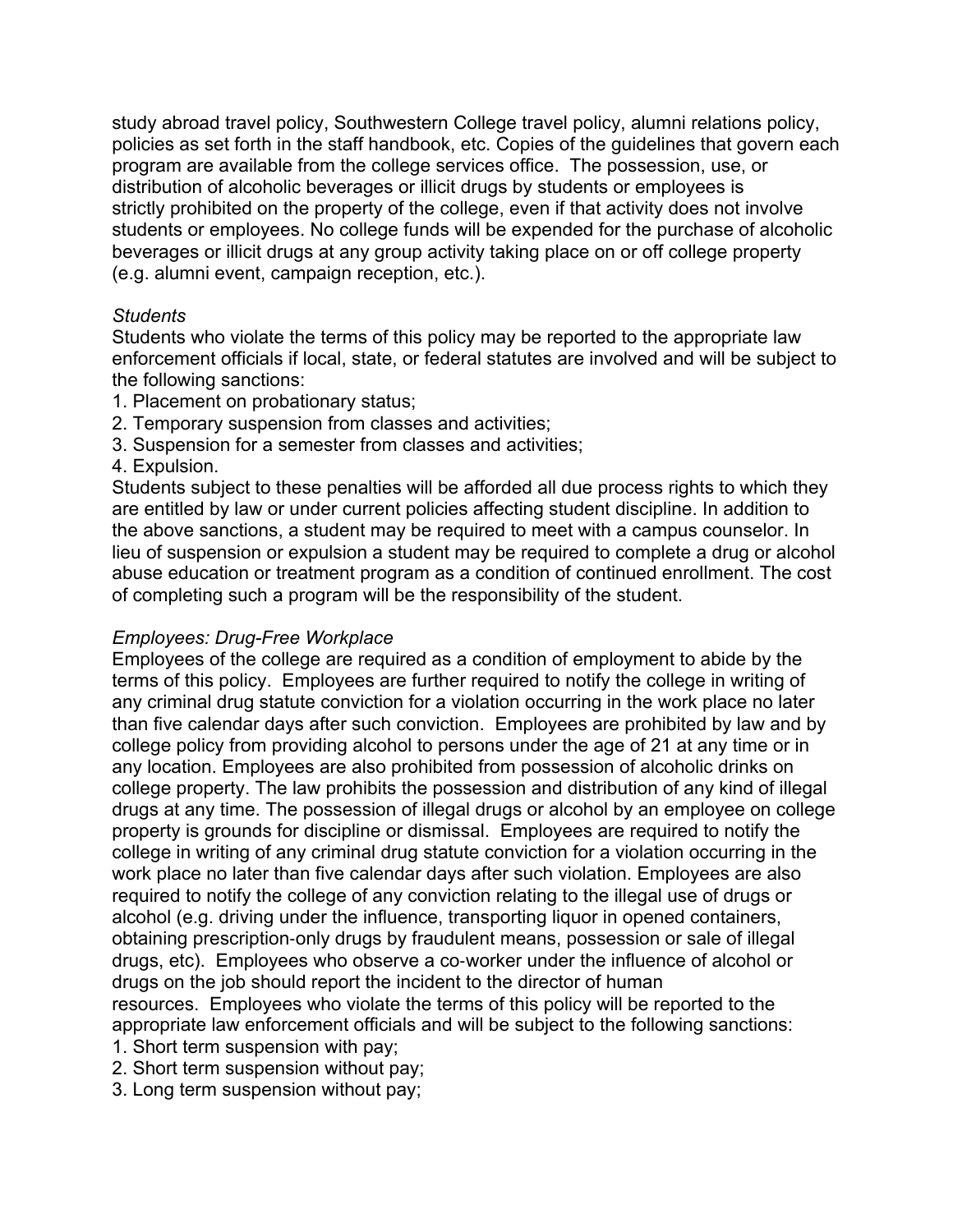study abroad travel policy, Southwestern College travel policy, alumni relations policy, policies as set forth in the staff handbook, etc. Copies of the guidelines that govern each program are available from the college services office. The possession, use, or distribution of alcoholic beverages or illicit drugs by students or employees is strictly prohibited on the property of the college, even if that activity does not involve students or employees. No college funds will be expended for the purchase of alcoholic beverages or illicit drugs at any group activity taking place on or off college property (e.g. alumni event, campaign reception, etc.).

*Students*

Students who violate the terms of this policy may be reported to the appropriate law enforcement officials if local, state, or federal statutes are involved and will be subject to the following sanctions:

1. Placement on probationary status;
2. Temporary suspension from classes and activities;
3. Suspension for a semester from classes and activities;
4. Expulsion.

Students subject to these penalties will be afforded all due process rights to which they are entitled by law or under current policies affecting student discipline. In addition to the above sanctions, a student may be required to meet with a campus counselor. In lieu of suspension or expulsion a student may be required to complete a drug or alcohol abuse education or treatment program as a condition of continued enrollment. The cost of completing such a program will be the responsibility of the student.

*Employees: Drug-Free Workplace*

Employees of the college are required as a condition of employment to abide by the terms of this policy. Employees are further required to notify the college in writing of any criminal drug statute conviction for a violation occurring in the work place no later than five calendar days after such conviction. Employees are prohibited by law and by college policy from providing alcohol to persons under the age of 21 at any time or in any location. Employees are also prohibited from possession of alcoholic drinks on college property. The law prohibits the possession and distribution of any kind of illegal drugs at any time. The possession of illegal drugs or alcohol by an employee on college property is grounds for discipline or dismissal. Employees are required to notify the college in writing of any criminal drug statute conviction for a violation occurring in the work place no later than five calendar days after such violation. Employees are also required to notify the college of any conviction relating to the illegal use of drugs or alcohol (e.g. driving under the influence, transporting liquor in opened containers, obtaining prescription-only drugs by fraudulent means, possession or sale of illegal drugs, etc). Employees who observe a co-worker under the influence of alcohol or drugs on the job should report the incident to the director of human resources. Employees who violate the terms of this policy will be reported to the appropriate law enforcement officials and will be subject to the following sanctions:

1. Short term suspension with pay;
2. Short term suspension without pay;
3. Long term suspension without pay;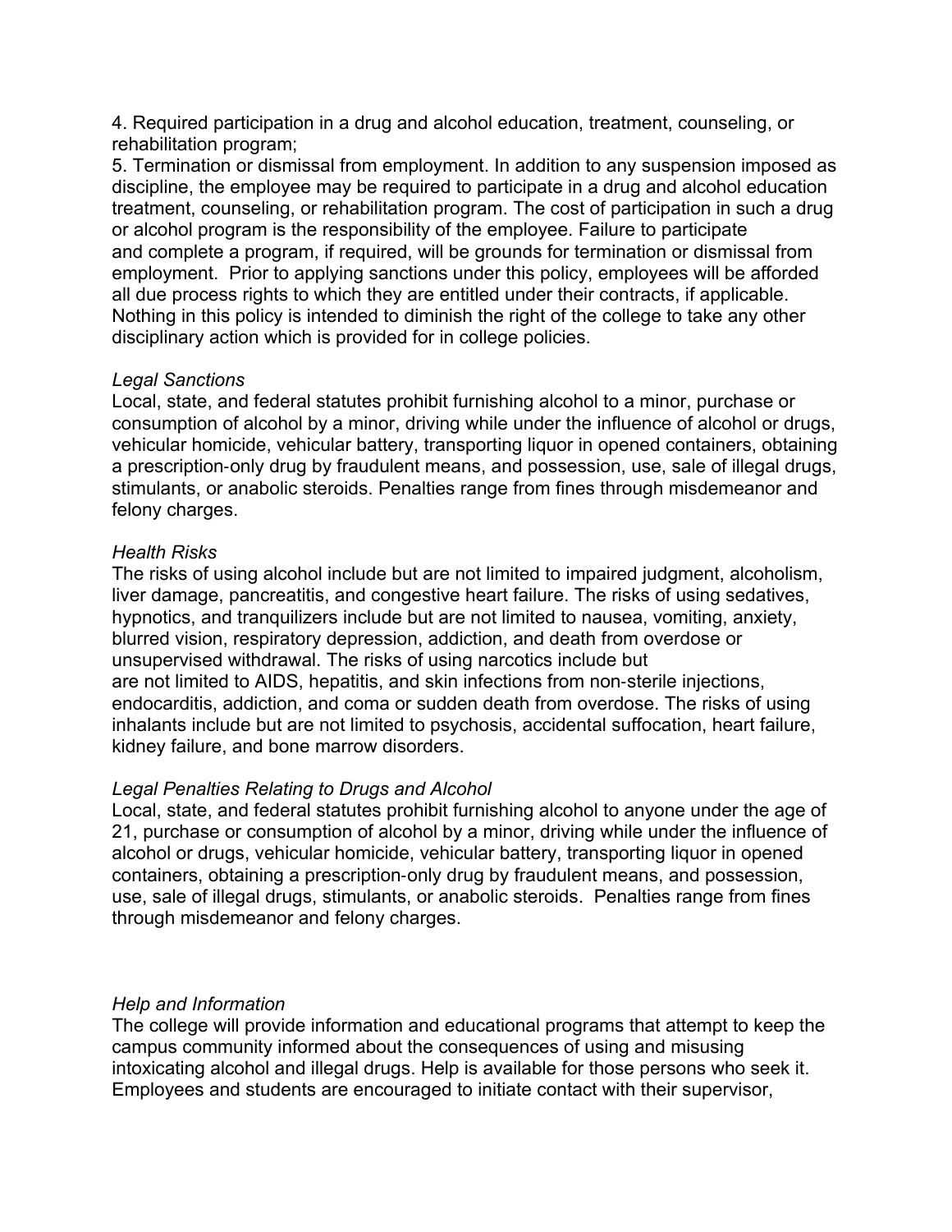4. Required participation in a drug and alcohol education, treatment, counseling, or rehabilitation program;

5. Termination or dismissal from employment. In addition to any suspension imposed as discipline, the employee may be required to participate in a drug and alcohol education treatment, counseling, or rehabilitation program. The cost of participation in such a drug or alcohol program is the responsibility of the employee. Failure to participate and complete a program, if required, will be grounds for termination or dismissal from employment. Prior to applying sanctions under this policy, employees will be afforded all due process rights to which they are entitled under their contracts, if applicable. Nothing in this policy is intended to diminish the right of the college to take any other disciplinary action which is provided for in college policies.

*Legal Sanctions*

Local, state, and federal statutes prohibit furnishing alcohol to a minor, purchase or consumption of alcohol by a minor, driving while under the influence of alcohol or drugs, vehicular homicide, vehicular battery, transporting liquor in opened containers, obtaining a prescription-only drug by fraudulent means, and possession, use, sale of illegal drugs, stimulants, or anabolic steroids. Penalties range from fines through misdemeanor and felony charges.

*Health Risks*

The risks of using alcohol include but are not limited to impaired judgment, alcoholism, liver damage, pancreatitis, and congestive heart failure. The risks of using sedatives, hypnotics, and tranquilizers include but are not limited to nausea, vomiting, anxiety, blurred vision, respiratory depression, addiction, and death from overdose or unsupervised withdrawal. The risks of using narcotics include but are not limited to AIDS, hepatitis, and skin infections from non-sterile injections, endocarditis, addiction, and coma or sudden death from overdose. The risks of using inhalants include but are not limited to psychosis, accidental suffocation, heart failure, kidney failure, and bone marrow disorders.

*Legal Penalties Relating to Drugs and Alcohol*

Local, state, and federal statutes prohibit furnishing alcohol to anyone under the age of 21, purchase or consumption of alcohol by a minor, driving while under the influence of alcohol or drugs, vehicular homicide, vehicular battery, transporting liquor in opened containers, obtaining a prescription-only drug by fraudulent means, and possession, use, sale of illegal drugs, stimulants, or anabolic steroids. Penalties range from fines through misdemeanor and felony charges.

*Help and Information*

The college will provide information and educational programs that attempt to keep the campus community informed about the consequences of using and misusing intoxicating alcohol and illegal drugs. Help is available for those persons who seek it. Employees and students are encouraged to initiate contact with their supervisor,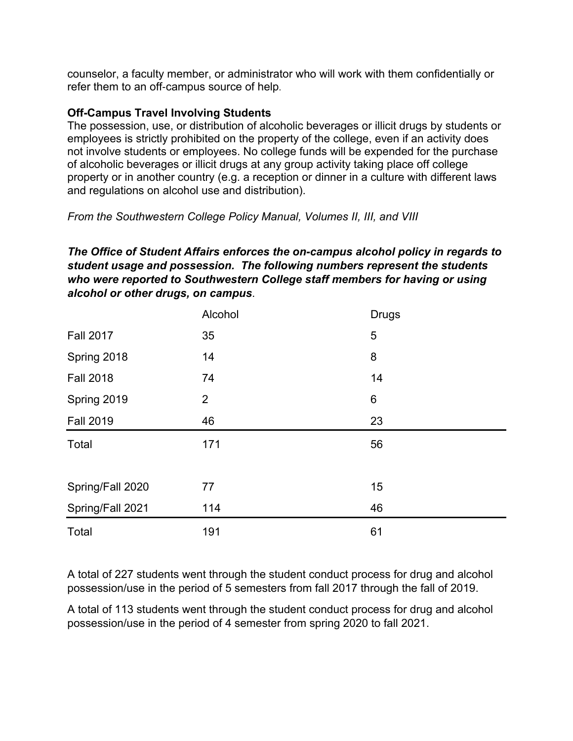counselor, a faculty member, or administrator who will work with them confidentially or refer them to an off-campus source of help.

**Off-Campus Travel Involving Students**
The possession, use, or distribution of alcoholic beverages or illicit drugs by students or employees is strictly prohibited on the property of the college, even if an activity does not involve students or employees. No college funds will be expended for the purchase of alcoholic beverages or illicit drugs at any group activity taking place off college property or in another country (e.g. a reception or dinner in a culture with different laws and regulations on alcohol use and distribution).

*From the Southwestern College Policy Manual, Volumes II, III, and VIII*

***The Office of Student Affairs enforces the on-campus alcohol policy in regards to student usage and possession. The following numbers represent the students who were reported to Southwestern College staff members for having or using alcohol or other drugs, on campus***.

| | Alcohol | Drugs |
|---|---|---|
| Fall 2017 | 35 | 5 |
| Spring 2018 | 14 | 8 |
| Fall 2018 | 74 | 14 |
| Spring 2019 | 2 | 6 |
| Fall 2019 | 46 | 23 |
| Total | 171 | 56 |
| | | |
| Spring/Fall 2020 | 77 | 15 |
| Spring/Fall 2021 | 114 | 46 |
| Total | 191 | 61 |

A total of 227 students went through the student conduct process for drug and alcohol possession/use in the period of 5 semesters from fall 2017 through the fall of 2019.

A total of 113 students went through the student conduct process for drug and alcohol possession/use in the period of 4 semester from spring 2020 to fall 2021.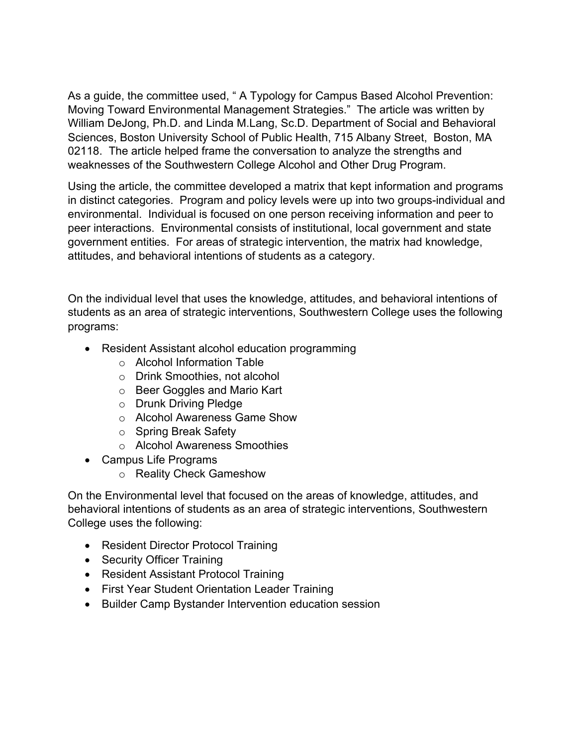As a guide, the committee used, " A Typology for Campus Based Alcohol Prevention: Moving Toward Environmental Management Strategies." The article was written by William DeJong, Ph.D. and Linda M.Lang, Sc.D. Department of Social and Behavioral Sciences, Boston University School of Public Health, 715 Albany Street, Boston, MA 02118. The article helped frame the conversation to analyze the strengths and weaknesses of the Southwestern College Alcohol and Other Drug Program.

Using the article, the committee developed a matrix that kept information and programs in distinct categories. Program and policy levels were up into two groups-individual and environmental. Individual is focused on one person receiving information and peer to peer interactions. Environmental consists of institutional, local government and state government entities. For areas of strategic intervention, the matrix had knowledge, attitudes, and behavioral intentions of students as a category.

On the individual level that uses the knowledge, attitudes, and behavioral intentions of students as an area of strategic interventions, Southwestern College uses the following programs:

- Resident Assistant alcohol education programming
  - Alcohol Information Table
  - Drink Smoothies, not alcohol
  - Beer Goggles and Mario Kart
  - Drunk Driving Pledge
  - Alcohol Awareness Game Show
  - Spring Break Safety
  - Alcohol Awareness Smoothies
- Campus Life Programs
  - Reality Check Gameshow

On the Environmental level that focused on the areas of knowledge, attitudes, and behavioral intentions of students as an area of strategic interventions, Southwestern College uses the following:

- Resident Director Protocol Training
- Security Officer Training
- Resident Assistant Protocol Training
- First Year Student Orientation Leader Training
- Builder Camp Bystander Intervention education session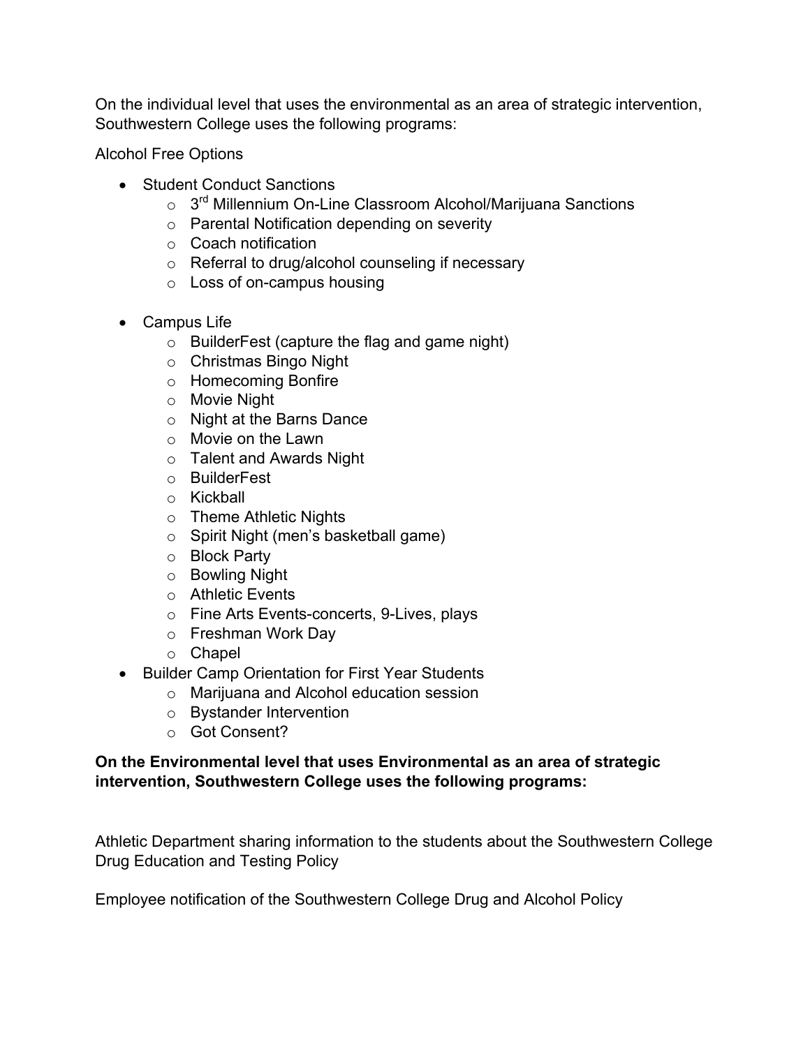On the individual level that uses the environmental as an area of strategic intervention, Southwestern College uses the following programs:

Alcohol Free Options

- Student Conduct Sanctions
    - 3rd Millennium On-Line Classroom Alcohol/Marijuana Sanctions
    - Parental Notification depending on severity
    - Coach notification
    - Referral to drug/alcohol counseling if necessary
    - Loss of on-campus housing

- Campus Life
    - BuilderFest (capture the flag and game night)
    - Christmas Bingo Night
    - Homecoming Bonfire
    - Movie Night
    - Night at the Barns Dance
    - Movie on the Lawn
    - Talent and Awards Night
    - BuilderFest
    - Kickball
    - Theme Athletic Nights
    - Spirit Night (men's basketball game)
    - Block Party
    - Bowling Night
    - Athletic Events
    - Fine Arts Events-concerts, 9-Lives, plays
    - Freshman Work Day
    - Chapel
- Builder Camp Orientation for First Year Students
    - Marijuana and Alcohol education session
    - Bystander Intervention
    - Got Consent?

**On the Environmental level that uses Environmental as an area of strategic intervention, Southwestern College uses the following programs:**

Athletic Department sharing information to the students about the Southwestern College Drug Education and Testing Policy

Employee notification of the Southwestern College Drug and Alcohol Policy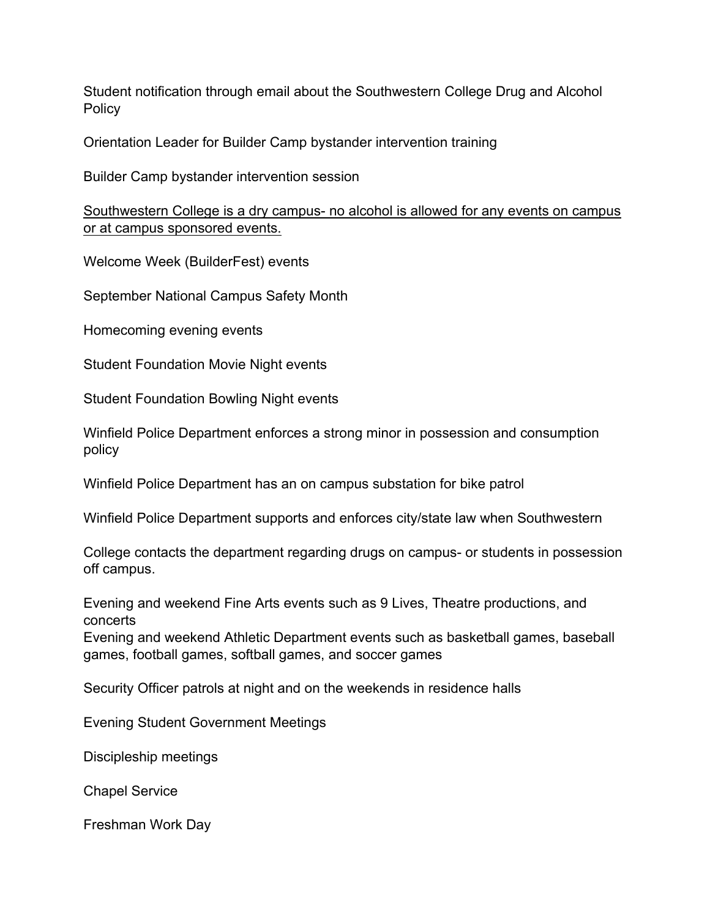Student notification through email about the Southwestern College Drug and Alcohol Policy

Orientation Leader for Builder Camp bystander intervention training

Builder Camp bystander intervention session

<u>Southwestern College is a dry campus- no alcohol is allowed for any events on campus or at campus sponsored events.</u>

Welcome Week (BuilderFest) events

September National Campus Safety Month

Homecoming evening events

Student Foundation Movie Night events

Student Foundation Bowling Night events

Winfield Police Department enforces a strong minor in possession and consumption policy

Winfield Police Department has an on campus substation for bike patrol

Winfield Police Department supports and enforces city/state law when Southwestern

College contacts the department regarding drugs on campus- or students in possession off campus.

Evening and weekend Fine Arts events such as 9 Lives, Theatre productions, and concerts
Evening and weekend Athletic Department events such as basketball games, baseball games, football games, softball games, and soccer games

Security Officer patrols at night and on the weekends in residence halls

Evening Student Government Meetings

Discipleship meetings

Chapel Service

Freshman Work Day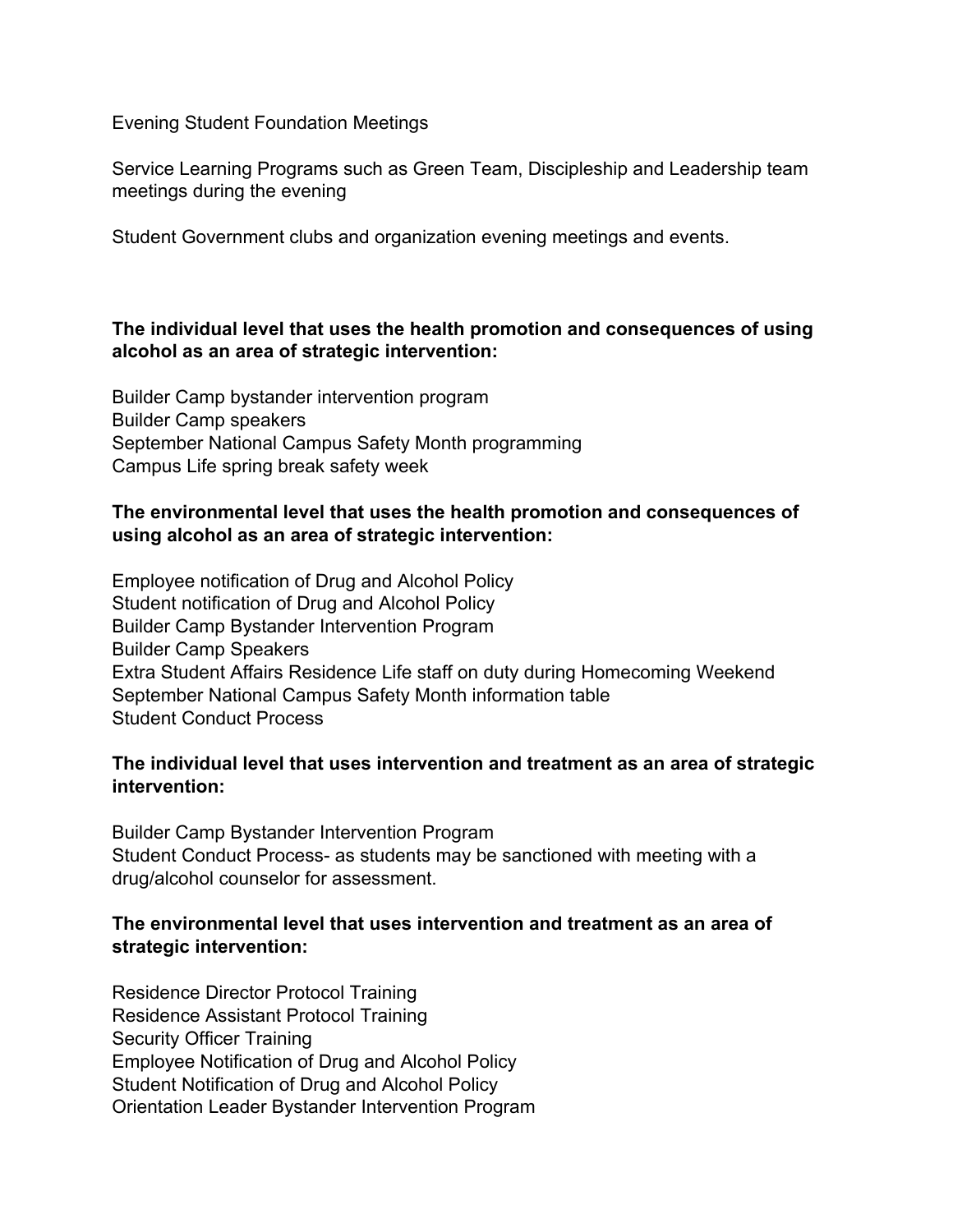Evening Student Foundation Meetings

Service Learning Programs such as Green Team, Discipleship and Leadership team meetings during the evening

Student Government clubs and organization evening meetings and events.

**The individual level that uses the health promotion and consequences of using alcohol as an area of strategic intervention:**

Builder Camp bystander intervention program
Builder Camp speakers
September National Campus Safety Month programming
Campus Life spring break safety week

**The environmental level that uses the health promotion and consequences of using alcohol as an area of strategic intervention:**

Employee notification of Drug and Alcohol Policy
Student notification of Drug and Alcohol Policy
Builder Camp Bystander Intervention Program
Builder Camp Speakers
Extra Student Affairs Residence Life staff on duty during Homecoming Weekend
September National Campus Safety Month information table
Student Conduct Process

**The individual level that uses intervention and treatment as an area of strategic intervention:**

Builder Camp Bystander Intervention Program
Student Conduct Process- as students may be sanctioned with meeting with a drug/alcohol counselor for assessment.

**The environmental level that uses intervention and treatment as an area of strategic intervention:**

Residence Director Protocol Training
Residence Assistant Protocol Training
Security Officer Training
Employee Notification of Drug and Alcohol Policy
Student Notification of Drug and Alcohol Policy
Orientation Leader Bystander Intervention Program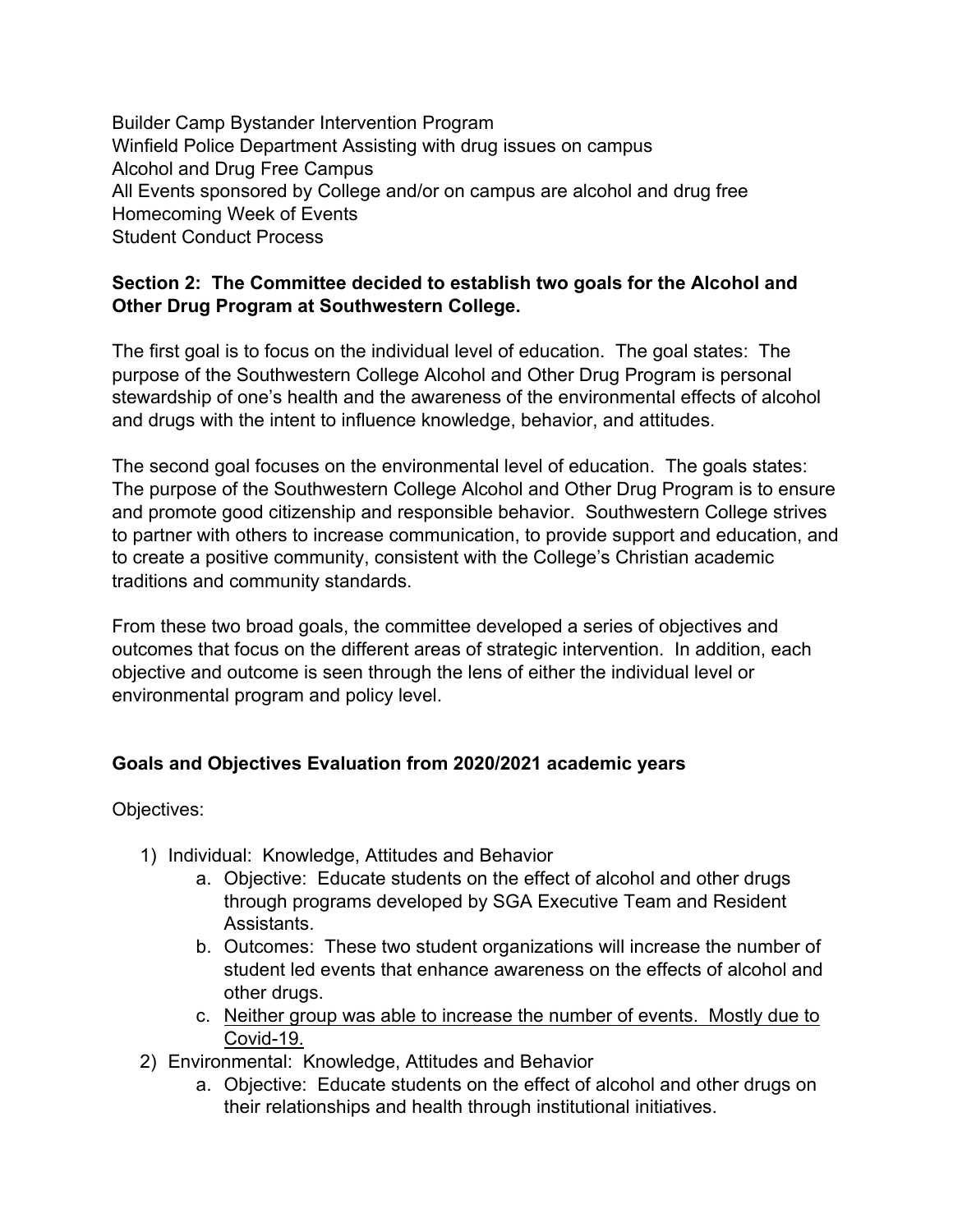Builder Camp Bystander Intervention Program
Winfield Police Department Assisting with drug issues on campus
Alcohol and Drug Free Campus
All Events sponsored by College and/or on campus are alcohol and drug free
Homecoming Week of Events
Student Conduct Process

**Section 2: The Committee decided to establish two goals for the Alcohol and Other Drug Program at Southwestern College.**

The first goal is to focus on the individual level of education. The goal states: The purpose of the Southwestern College Alcohol and Other Drug Program is personal stewardship of one's health and the awareness of the environmental effects of alcohol and drugs with the intent to influence knowledge, behavior, and attitudes.

The second goal focuses on the environmental level of education. The goals states: The purpose of the Southwestern College Alcohol and Other Drug Program is to ensure and promote good citizenship and responsible behavior. Southwestern College strives to partner with others to increase communication, to provide support and education, and to create a positive community, consistent with the College's Christian academic traditions and community standards.

From these two broad goals, the committee developed a series of objectives and outcomes that focus on the different areas of strategic intervention. In addition, each objective and outcome is seen through the lens of either the individual level or environmental program and policy level.

**Goals and Objectives Evaluation from 2020/2021 academic years**

Objectives:

1) Individual: Knowledge, Attitudes and Behavior
    a. Objective: Educate students on the effect of alcohol and other drugs through programs developed by SGA Executive Team and Resident Assistants.
    b. Outcomes: These two student organizations will increase the number of student led events that enhance awareness on the effects of alcohol and other drugs.
    c. <u>Neither group was able to increase the number of events. Mostly due to Covid-19.</u>
2) Environmental: Knowledge, Attitudes and Behavior
    a. Objective: Educate students on the effect of alcohol and other drugs on their relationships and health through institutional initiatives.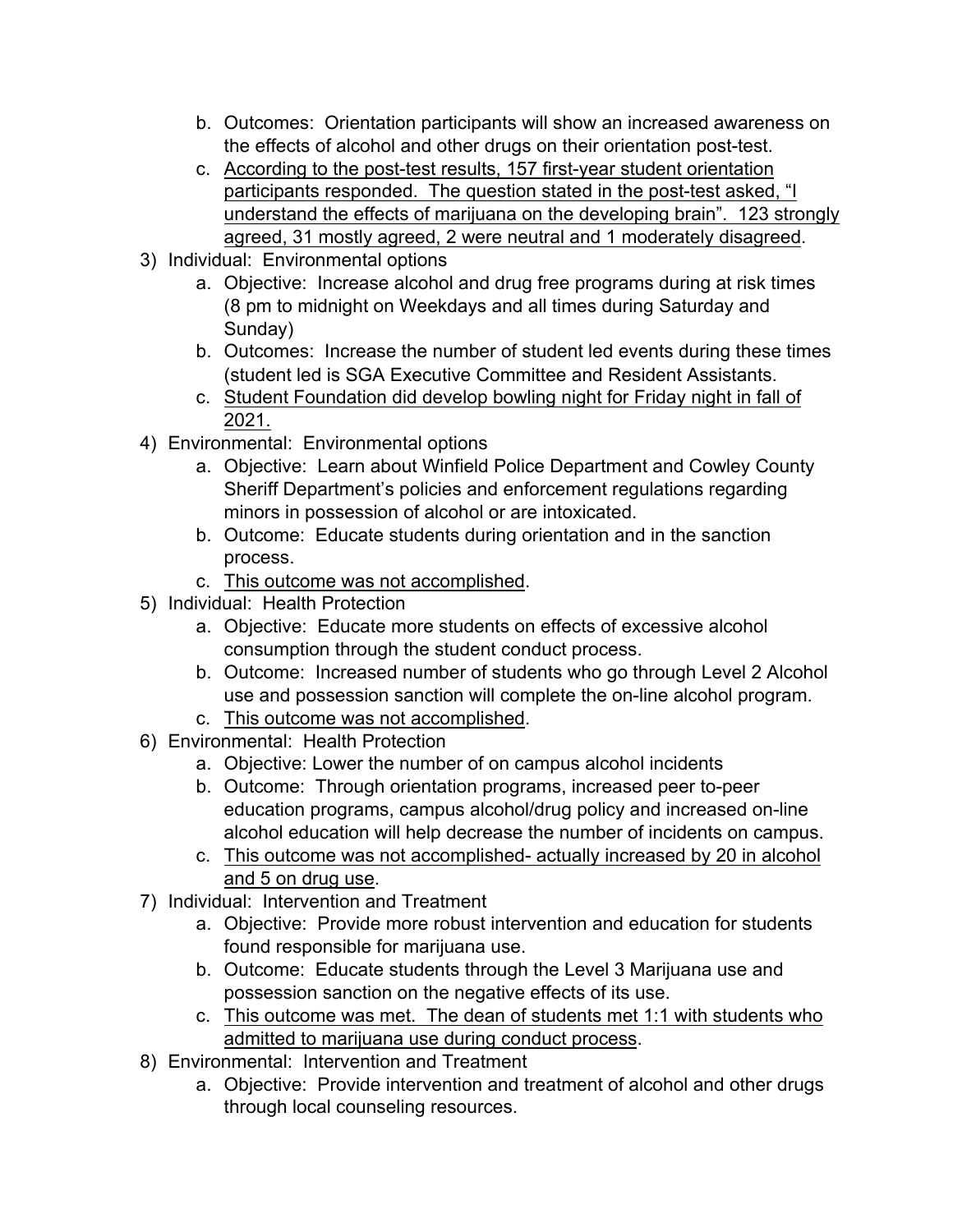b. Outcomes: Orientation participants will show an increased awareness on the effects of alcohol and other drugs on their orientation post-test.
   c. <u>According to the post-test results, 157 first-year student orientation participants responded. The question stated in the post-test asked, "I understand the effects of marijuana on the developing brain". 123 strongly agreed, 31 mostly agreed, 2 were neutral and 1 moderately disagreed</u>.

3) Individual: Environmental options
   a. Objective: Increase alcohol and drug free programs during at risk times (8 pm to midnight on Weekdays and all times during Saturday and Sunday)
   b. Outcomes: Increase the number of student led events during these times (student led is SGA Executive Committee and Resident Assistants.
   c. <u>Student Foundation did develop bowling night for Friday night in fall of 2021.</u>

4) Environmental: Environmental options
   a. Objective: Learn about Winfield Police Department and Cowley County Sheriff Department's policies and enforcement regulations regarding minors in possession of alcohol or are intoxicated.
   b. Outcome: Educate students during orientation and in the sanction process.
   c. <u>This outcome was not accomplished</u>.

5) Individual: Health Protection
   a. Objective: Educate more students on effects of excessive alcohol consumption through the student conduct process.
   b. Outcome: Increased number of students who go through Level 2 Alcohol use and possession sanction will complete the on-line alcohol program.
   c. <u>This outcome was not accomplished</u>.

6) Environmental: Health Protection
   a. Objective: Lower the number of on campus alcohol incidents
   b. Outcome: Through orientation programs, increased peer to-peer education programs, campus alcohol/drug policy and increased on-line alcohol education will help decrease the number of incidents on campus.
   c. <u>This outcome was not accomplished- actually increased by 20 in alcohol and 5 on drug use</u>.

7) Individual: Intervention and Treatment
   a. Objective: Provide more robust intervention and education for students found responsible for marijuana use.
   b. Outcome: Educate students through the Level 3 Marijuana use and possession sanction on the negative effects of its use.
   c. <u>This outcome was met. The dean of students met 1:1 with students who admitted to marijuana use during conduct process</u>.

8) Environmental: Intervention and Treatment
   a. Objective: Provide intervention and treatment of alcohol and other drugs through local counseling resources.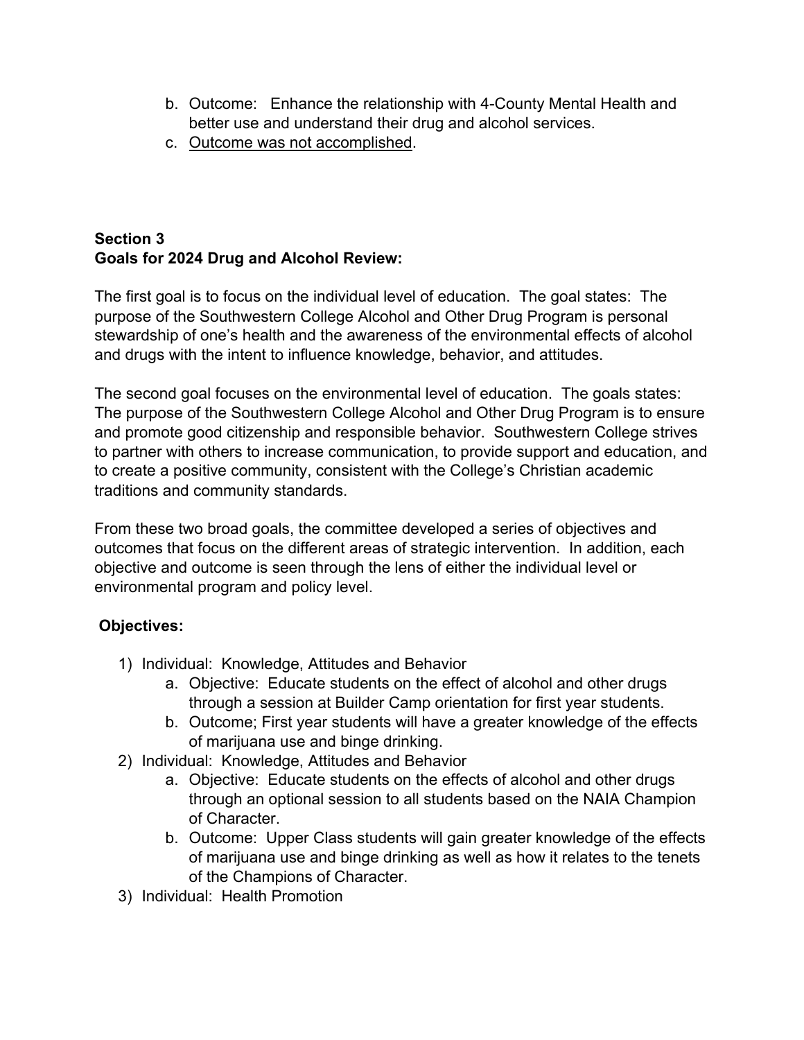b. Outcome: Enhance the relationship with 4-County Mental Health and better use and understand their drug and alcohol services.
   c. <u>Outcome was not accomplished</u>.

**Section 3**
**Goals for 2024 Drug and Alcohol Review:**

The first goal is to focus on the individual level of education. The goal states: The purpose of the Southwestern College Alcohol and Other Drug Program is personal stewardship of one's health and the awareness of the environmental effects of alcohol and drugs with the intent to influence knowledge, behavior, and attitudes.

The second goal focuses on the environmental level of education. The goals states: The purpose of the Southwestern College Alcohol and Other Drug Program is to ensure and promote good citizenship and responsible behavior. Southwestern College strives to partner with others to increase communication, to provide support and education, and to create a positive community, consistent with the College's Christian academic traditions and community standards.

From these two broad goals, the committee developed a series of objectives and outcomes that focus on the different areas of strategic intervention. In addition, each objective and outcome is seen through the lens of either the individual level or environmental program and policy level.

**Objectives:**

1) Individual: Knowledge, Attitudes and Behavior
   a. Objective: Educate students on the effect of alcohol and other drugs through a session at Builder Camp orientation for first year students.
   b. Outcome; First year students will have a greater knowledge of the effects of marijuana use and binge drinking.
2) Individual: Knowledge, Attitudes and Behavior
   a. Objective: Educate students on the effects of alcohol and other drugs through an optional session to all students based on the NAIA Champion of Character.
   b. Outcome: Upper Class students will gain greater knowledge of the effects of marijuana use and binge drinking as well as how it relates to the tenets of the Champions of Character.
3) Individual: Health Promotion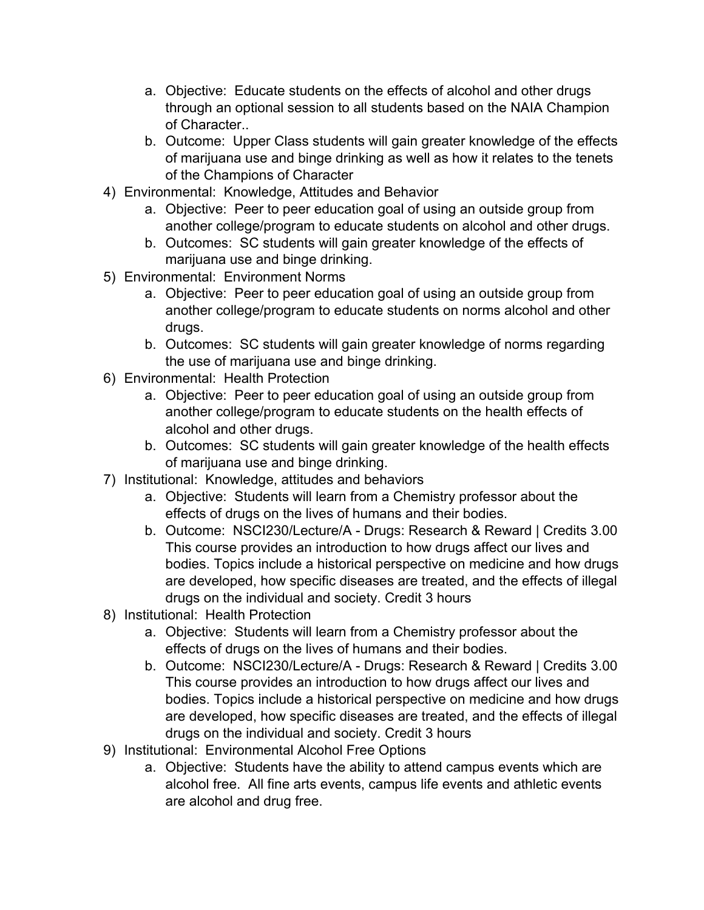a. Objective: Educate students on the effects of alcohol and other drugs through an optional session to all students based on the NAIA Champion of Character..
   b. Outcome: Upper Class students will gain greater knowledge of the effects of marijuana use and binge drinking as well as how it relates to the tenets of the Champions of Character

4) Environmental: Knowledge, Attitudes and Behavior
   a. Objective: Peer to peer education goal of using an outside group from another college/program to educate students on alcohol and other drugs.
   b. Outcomes: SC students will gain greater knowledge of the effects of marijuana use and binge drinking.

5) Environmental: Environment Norms
   a. Objective: Peer to peer education goal of using an outside group from another college/program to educate students on norms alcohol and other drugs.
   b. Outcomes: SC students will gain greater knowledge of norms regarding the use of marijuana use and binge drinking.

6) Environmental: Health Protection
   a. Objective: Peer to peer education goal of using an outside group from another college/program to educate students on the health effects of alcohol and other drugs.
   b. Outcomes: SC students will gain greater knowledge of the health effects of marijuana use and binge drinking.

7) Institutional: Knowledge, attitudes and behaviors
   a. Objective: Students will learn from a Chemistry professor about the effects of drugs on the lives of humans and their bodies.
   b. Outcome: NSCI230/Lecture/A - Drugs: Research & Reward | Credits 3.00 This course provides an introduction to how drugs affect our lives and bodies. Topics include a historical perspective on medicine and how drugs are developed, how specific diseases are treated, and the effects of illegal drugs on the individual and society. Credit 3 hours

8) Institutional: Health Protection
   a. Objective: Students will learn from a Chemistry professor about the effects of drugs on the lives of humans and their bodies.
   b. Outcome: NSCI230/Lecture/A - Drugs: Research & Reward | Credits 3.00 This course provides an introduction to how drugs affect our lives and bodies. Topics include a historical perspective on medicine and how drugs are developed, how specific diseases are treated, and the effects of illegal drugs on the individual and society. Credit 3 hours

9) Institutional: Environmental Alcohol Free Options
   a. Objective: Students have the ability to attend campus events which are alcohol free. All fine arts events, campus life events and athletic events are alcohol and drug free.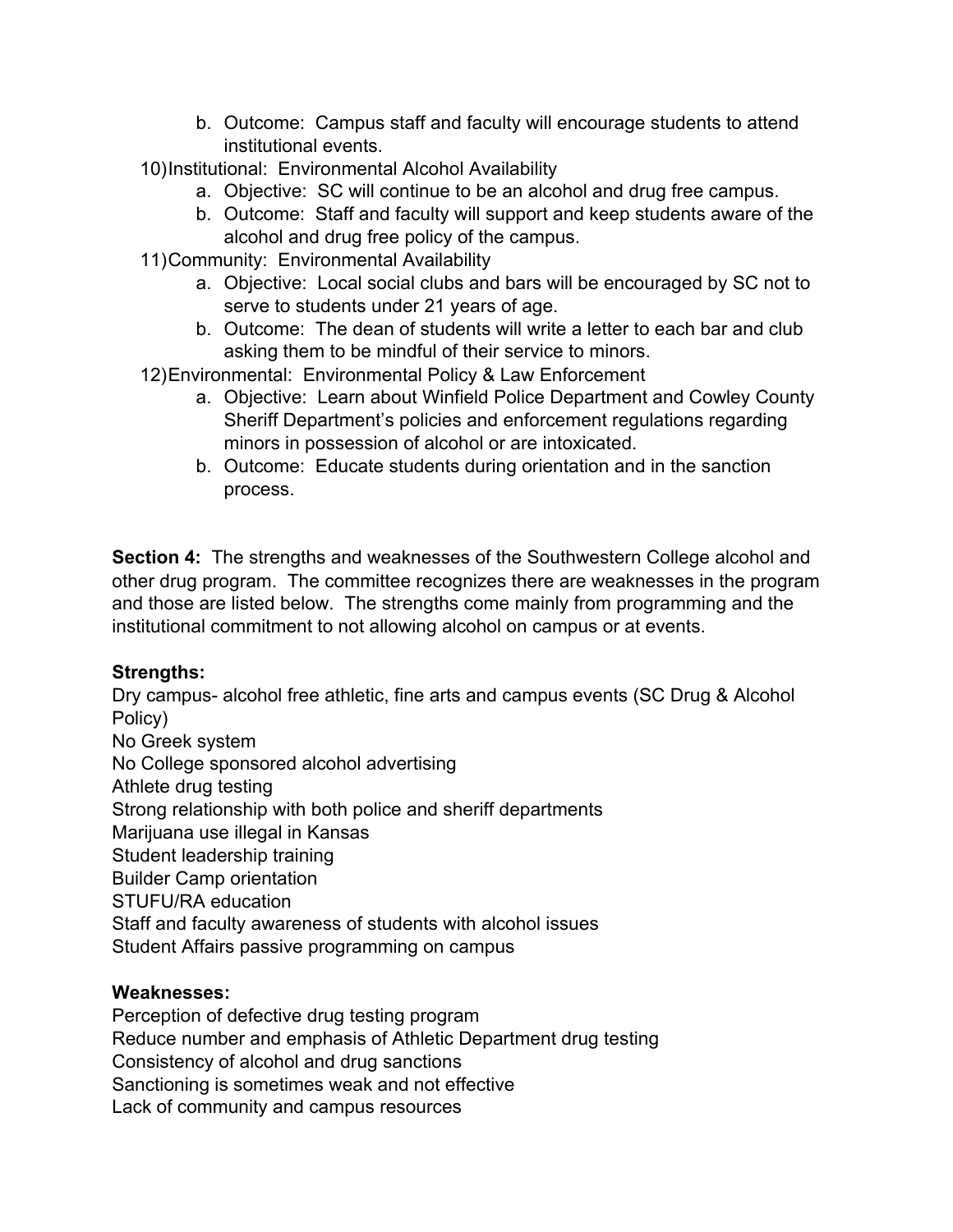b. Outcome: Campus staff and faculty will encourage students to attend institutional events.

10) Institutional: Environmental Alcohol Availability
   a. Objective: SC will continue to be an alcohol and drug free campus.
   b. Outcome: Staff and faculty will support and keep students aware of the alcohol and drug free policy of the campus.

11) Community: Environmental Availability
   a. Objective: Local social clubs and bars will be encouraged by SC not to serve to students under 21 years of age.
   b. Outcome: The dean of students will write a letter to each bar and club asking them to be mindful of their service to minors.

12) Environmental: Environmental Policy & Law Enforcement
   a. Objective: Learn about Winfield Police Department and Cowley County Sheriff Department's policies and enforcement regulations regarding minors in possession of alcohol or are intoxicated.
   b. Outcome: Educate students during orientation and in the sanction process.

**Section 4:** The strengths and weaknesses of the Southwestern College alcohol and other drug program. The committee recognizes there are weaknesses in the program and those are listed below. The strengths come mainly from programming and the institutional commitment to not allowing alcohol on campus or at events.

**Strengths:**

Dry campus- alcohol free athletic, fine arts and campus events (SC Drug & Alcohol Policy)
No Greek system
No College sponsored alcohol advertising
Athlete drug testing
Strong relationship with both police and sheriff departments
Marijuana use illegal in Kansas
Student leadership training
Builder Camp orientation
STUFU/RA education
Staff and faculty awareness of students with alcohol issues
Student Affairs passive programming on campus

**Weaknesses:**

Perception of defective drug testing program
Reduce number and emphasis of Athletic Department drug testing
Consistency of alcohol and drug sanctions
Sanctioning is sometimes weak and not effective
Lack of community and campus resources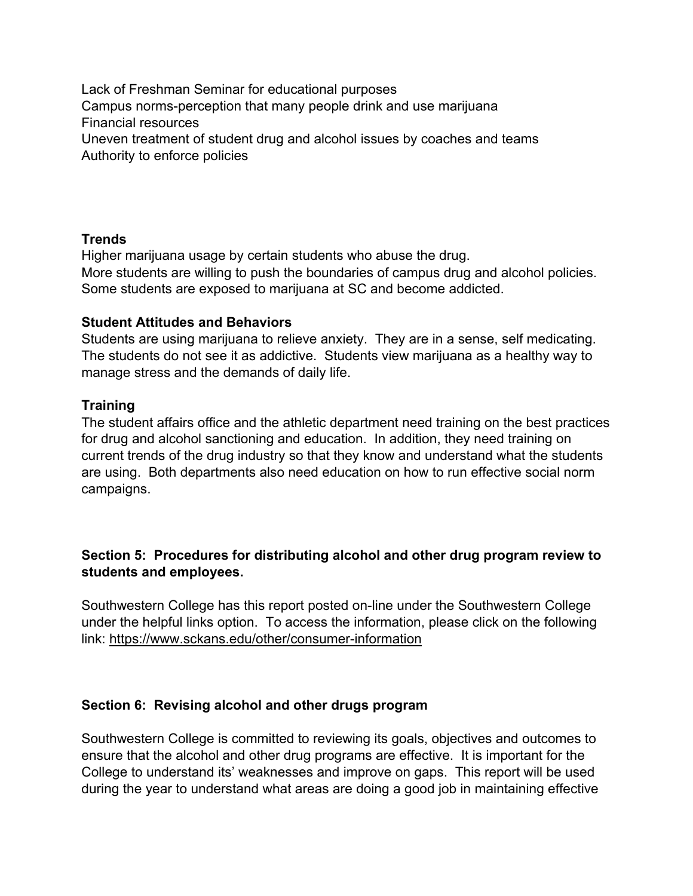Lack of Freshman Seminar for educational purposes
Campus norms-perception that many people drink and use marijuana
Financial resources
Uneven treatment of student drug and alcohol issues by coaches and teams
Authority to enforce policies

**Trends**

Higher marijuana usage by certain students who abuse the drug.
More students are willing to push the boundaries of campus drug and alcohol policies.
Some students are exposed to marijuana at SC and become addicted.

**Student Attitudes and Behaviors**

Students are using marijuana to relieve anxiety. They are in a sense, self medicating. The students do not see it as addictive. Students view marijuana as a healthy way to manage stress and the demands of daily life.

**Training**

The student affairs office and the athletic department need training on the best practices for drug and alcohol sanctioning and education. In addition, they need training on current trends of the drug industry so that they know and understand what the students are using. Both departments also need education on how to run effective social norm campaigns.

## Section 5: Procedures for distributing alcohol and other drug program review to students and employees.

Southwestern College has this report posted on-line under the Southwestern College under the helpful links option. To access the information, please click on the following link: https://www.sckans.edu/other/consumer-information

## Section 6: Revising alcohol and other drugs program

Southwestern College is committed to reviewing its goals, objectives and outcomes to ensure that the alcohol and other drug programs are effective. It is important for the College to understand its' weaknesses and improve on gaps. This report will be used during the year to understand what areas are doing a good job in maintaining effective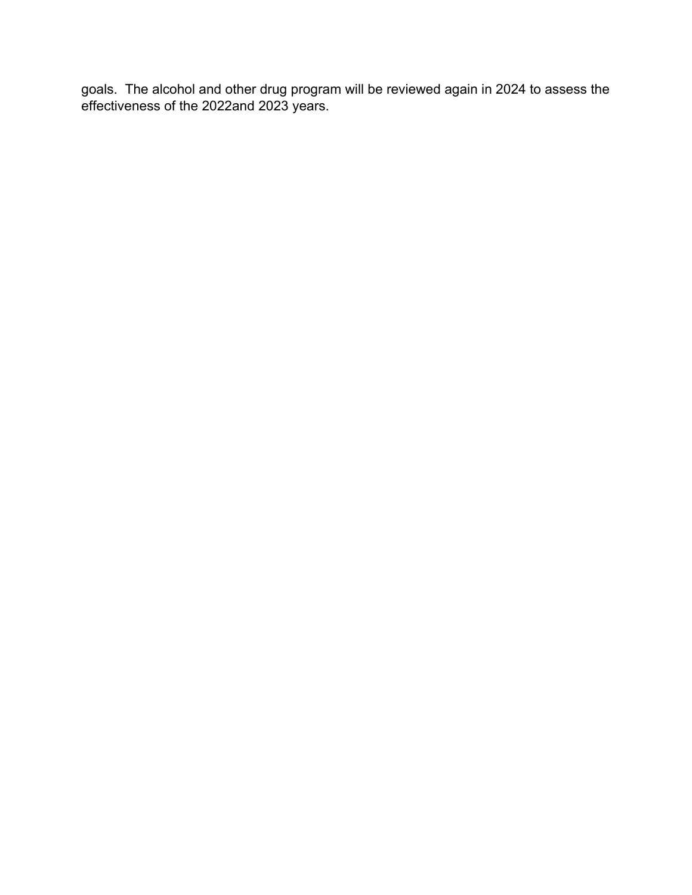goals. The alcohol and other drug program will be reviewed again in 2024 to assess the effectiveness of the 2022and 2023 years.